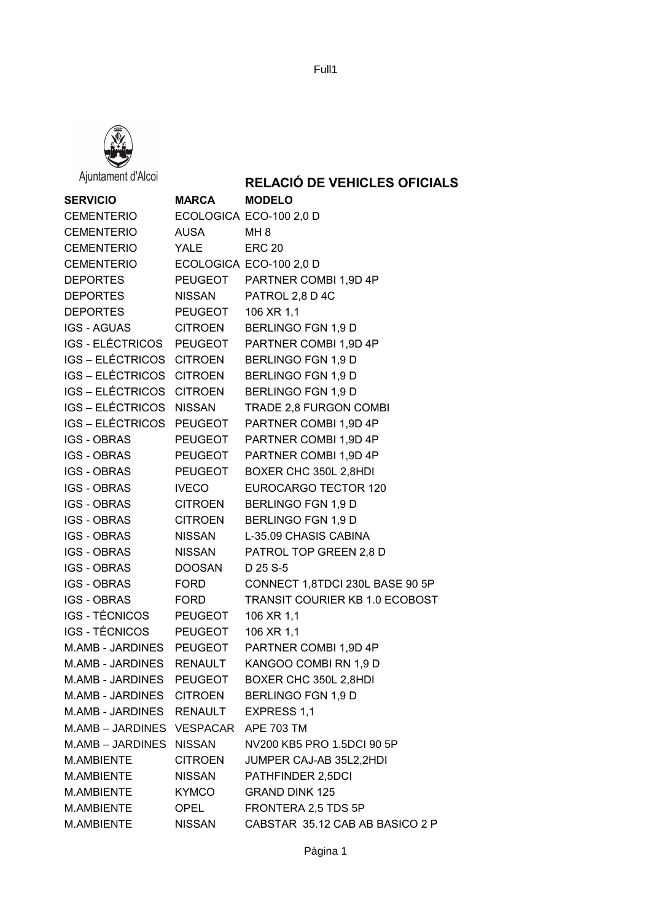Ajuntament d'Alcoi

# RELACIÓ DE VEHICLES OFICIALS

| SERVICIO | MARCA | MODELO |
|---|---|---|
| CEMENTERIO | ECOLOGICA | ECO-100 2,0 D |
| CEMENTERIO | AUSA | MH 8 |
| CEMENTERIO | YALE | ERC 20 |
| CEMENTERIO | ECOLOGICA | ECO-100 2,0 D |
| DEPORTES | PEUGEOT | PARTNER COMBI 1,9D 4P |
| DEPORTES | NISSAN | PATROL 2,8 D 4C |
| DEPORTES | PEUGEOT | 106 XR 1,1 |
| IGS - AGUAS | CITROEN | BERLINGO FGN 1,9 D |
| IGS - ELÉCTRICOS | PEUGEOT | PARTNER COMBI 1,9D 4P |
| IGS – ELÉCTRICOS | CITROEN | BERLINGO FGN 1,9 D |
| IGS – ELÉCTRICOS | CITROEN | BERLINGO FGN 1,9 D |
| IGS – ELÉCTRICOS | CITROEN | BERLINGO FGN 1,9 D |
| IGS – ELÉCTRICOS | NISSAN | TRADE 2,8 FURGON COMBI |
| IGS – ELÉCTRICOS | PEUGEOT | PARTNER COMBI 1,9D 4P |
| IGS - OBRAS | PEUGEOT | PARTNER COMBI 1,9D 4P |
| IGS - OBRAS | PEUGEOT | PARTNER COMBI 1,9D 4P |
| IGS - OBRAS | PEUGEOT | BOXER CHC 350L 2,8HDI |
| IGS - OBRAS | IVECO | EUROCARGO TECTOR 120 |
| IGS - OBRAS | CITROEN | BERLINGO FGN 1,9 D |
| IGS - OBRAS | CITROEN | BERLINGO FGN 1,9 D |
| IGS - OBRAS | NISSAN | L-35.09 CHASIS CABINA |
| IGS - OBRAS | NISSAN | PATROL TOP GREEN 2,8 D |
| IGS - OBRAS | DOOSAN | D 25 S-5 |
| IGS - OBRAS | FORD | CONNECT 1,8TDCI 230L BASE 90 5P |
| IGS - OBRAS | FORD | TRANSIT COURIER KB 1.0 ECOBOST |
| IGS - TÉCNICOS | PEUGEOT | 106 XR 1,1 |
| IGS - TÉCNICOS | PEUGEOT | 106 XR 1,1 |
| M.AMB - JARDINES | PEUGEOT | PARTNER COMBI 1,9D 4P |
| M.AMB - JARDINES | RENAULT | KANGOO COMBI RN 1,9 D |
| M.AMB - JARDINES | PEUGEOT | BOXER CHC 350L 2,8HDI |
| M.AMB - JARDINES | CITROEN | BERLINGO FGN 1,9 D |
| M.AMB - JARDINES | RENAULT | EXPRESS 1,1 |
| M.AMB – JARDINES | VESPACAR | APE 703 TM |
| M.AMB – JARDINES | NISSAN | NV200 KB5 PRO 1.5DCI 90 5P |
| M.AMBIENTE | CITROEN | JUMPER CAJ-AB 35L2,2HDI |
| M.AMBIENTE | NISSAN | PATHFINDER 2,5DCI |
| M.AMBIENTE | KYMCO | GRAND DINK 125 |
| M.AMBIENTE | OPEL | FRONTERA 2,5 TDS 5P |
| M.AMBIENTE | NISSAN | CABSTAR 35.12 CAB AB BASICO 2 P |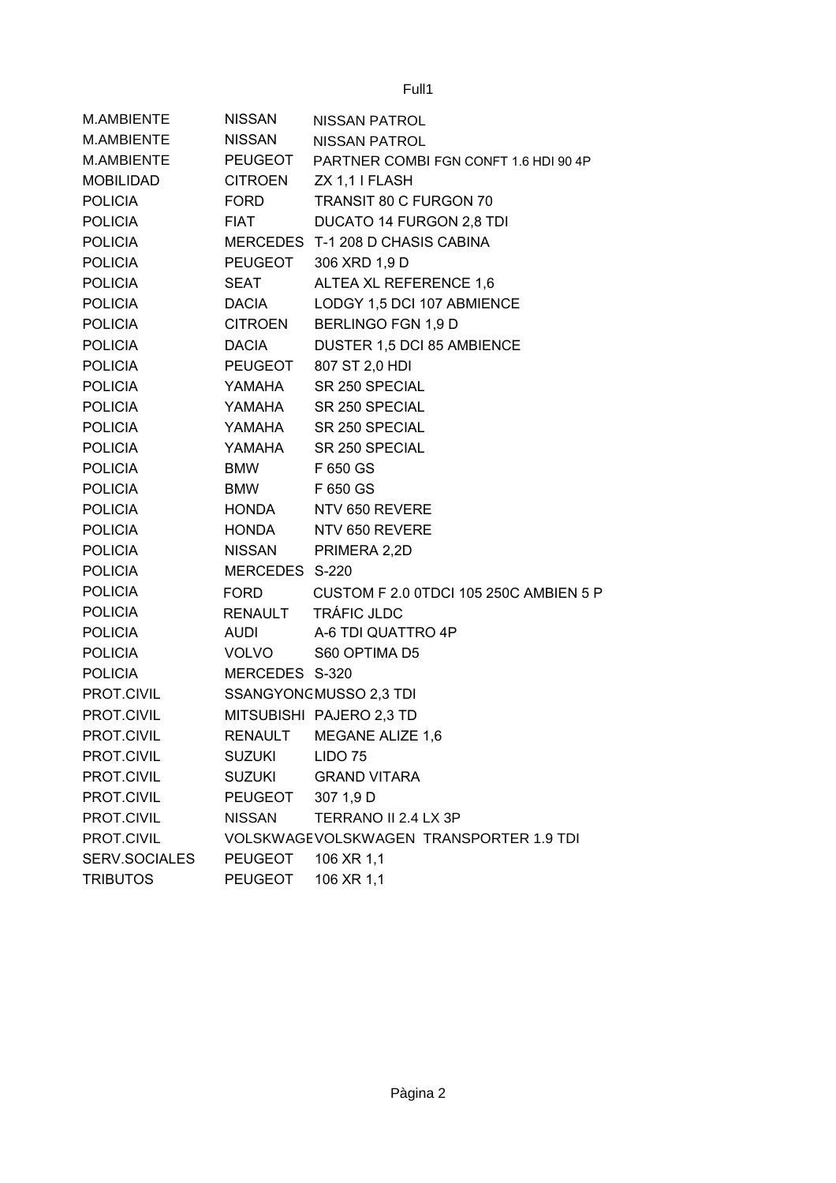| | | |
|---|---|---|
| M.AMBIENTE | NISSAN | NISSAN PATROL |
| M.AMBIENTE | NISSAN | NISSAN PATROL |
| M.AMBIENTE | PEUGEOT | PARTNER COMBI FGN CONFT 1.6 HDI 90 4P |
| MOBILIDAD | CITROEN | ZX 1,1 I FLASH |
| POLICIA | FORD | TRANSIT 80 C FURGON 70 |
| POLICIA | FIAT | DUCATO 14 FURGON 2,8 TDI |
| POLICIA | MERCEDES | T-1 208 D CHASIS CABINA |
| POLICIA | PEUGEOT | 306 XRD 1,9 D |
| POLICIA | SEAT | ALTEA XL REFERENCE 1,6 |
| POLICIA | DACIA | LODGY 1,5 DCI 107 ABMIENCE |
| POLICIA | CITROEN | BERLINGO FGN 1,9 D |
| POLICIA | DACIA | DUSTER 1,5 DCI 85 AMBIENCE |
| POLICIA | PEUGEOT | 807 ST 2,0 HDI |
| POLICIA | YAMAHA | SR 250 SPECIAL |
| POLICIA | YAMAHA | SR 250 SPECIAL |
| POLICIA | YAMAHA | SR 250 SPECIAL |
| POLICIA | YAMAHA | SR 250 SPECIAL |
| POLICIA | BMW | F 650 GS |
| POLICIA | BMW | F 650 GS |
| POLICIA | HONDA | NTV 650 REVERE |
| POLICIA | HONDA | NTV 650 REVERE |
| POLICIA | NISSAN | PRIMERA 2,2D |
| POLICIA | MERCEDES | S-220 |
| POLICIA | FORD | CUSTOM F 2.0 0TDCI 105 250C AMBIEN 5 P |
| POLICIA | RENAULT | TRÁFIC JLDC |
| POLICIA | AUDI | A-6 TDI QUATTRO 4P |
| POLICIA | VOLVO | S60 OPTIMA D5 |
| POLICIA | MERCEDES | S-320 |
| PROT.CIVIL | SSANGYONG | MUSSO 2,3 TDI |
| PROT.CIVIL | MITSUBISHI | PAJERO 2,3 TD |
| PROT.CIVIL | RENAULT | MEGANE ALIZE 1,6 |
| PROT.CIVIL | SUZUKI | LIDO 75 |
| PROT.CIVIL | SUZUKI | GRAND VITARA |
| PROT.CIVIL | PEUGEOT | 307 1,9 D |
| PROT.CIVIL | NISSAN | TERRANO II 2.4 LX 3P |
| PROT.CIVIL | VOLSKWAGE | VOLSKWAGEN TRANSPORTER 1.9 TDI |
| SERV.SOCIALES | PEUGEOT | 106 XR 1,1 |
| TRIBUTOS | PEUGEOT | 106 XR 1,1 |